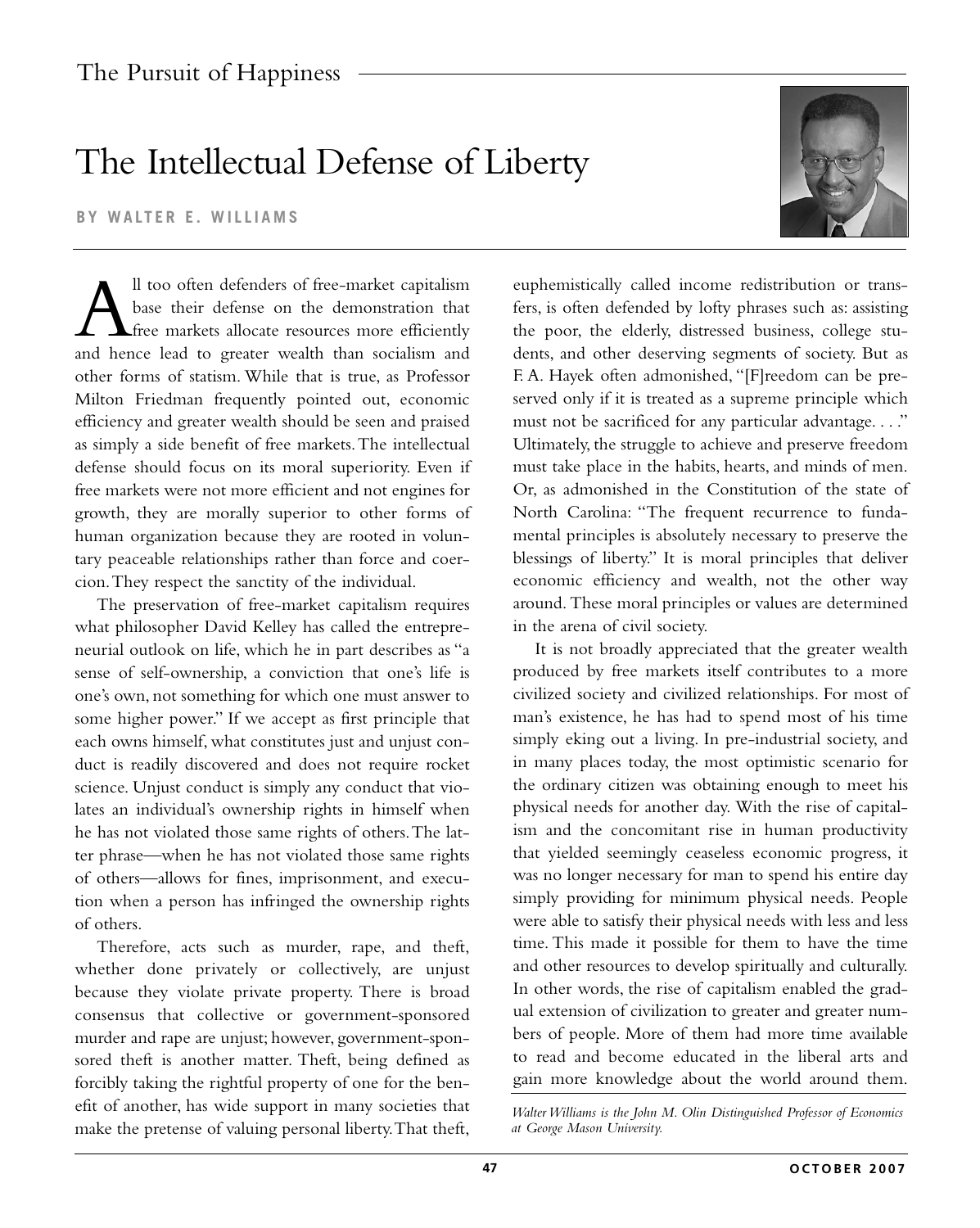# The Intellectual Defense of Liberty

**BY WALTER E. WILLIAMS**

All too often defenders of free-market capitalism base their defense on the demonstration that free markets allocate resources more efficiently and hence lead to greater wealth than socialism and other forms of statism. While that is true, as Professor Milton Friedman frequently pointed out, economic efficiency and greater wealth should be seen and praised as simply a side benefit of free markets. The intellectual defense should focus on its moral superiority. Even if free markets were not more efficient and not engines for growth, they are morally superior to other forms of human organization because they are rooted in voluntary peaceable relationships rather than force and coercion. They respect the sanctity of the individual.

The preservation of free-market capitalism requires what philosopher David Kelley has called the entrepreneurial outlook on life, which he in part describes as "a sense of self-ownership, a conviction that one's life is one's own, not something for which one must answer to some higher power." If we accept as first principle that each owns himself, what constitutes just and unjust conduct is readily discovered and does not require rocket science. Unjust conduct is simply any conduct that violates an individual's ownership rights in himself when he has not violated those same rights of others. The latter phrase—when he has not violated those same rights of others—allows for fines, imprisonment, and execution when a person has infringed the ownership rights of others.

Therefore, acts such as murder, rape, and theft, whether done privately or collectively, are unjust because they violate private property. There is broad consensus that collective or government-sponsored murder and rape are unjust; however, government-sponsored theft is another matter. Theft, being defined as forcibly taking the rightful property of one for the benefit of another, has wide support in many societies that make the pretense of valuing personal liberty. That theft, euphemistically called income redistribution or transfers, is often defended by lofty phrases such as: assisting the poor, the elderly, distressed business, college students, and other deserving segments of society. But as F. A. Hayek often admonished, "[F]reedom can be preserved only if it is treated as a supreme principle which must not be sacrificed for any particular advantage. . . ." Ultimately, the struggle to achieve and preserve freedom must take place in the habits, hearts, and minds of men. Or, as admonished in the Constitution of the state of North Carolina: "The frequent recurrence to fundamental principles is absolutely necessary to preserve the blessings of liberty." It is moral principles that deliver economic efficiency and wealth, not the other way around. These moral principles or values are determined in the arena of civil society.

It is not broadly appreciated that the greater wealth produced by free markets itself contributes to a more civilized society and civilized relationships. For most of man's existence, he has had to spend most of his time simply eking out a living. In pre-industrial society, and in many places today, the most optimistic scenario for the ordinary citizen was obtaining enough to meet his physical needs for another day. With the rise of capitalism and the concomitant rise in human productivity that yielded seemingly ceaseless economic progress, it was no longer necessary for man to spend his entire day simply providing for minimum physical needs. People were able to satisfy their physical needs with less and less time. This made it possible for them to have the time and other resources to develop spiritually and culturally. In other words, the rise of capitalism enabled the gradual extension of civilization to greater and greater numbers of people. More of them had more time available to read and become educated in the liberal arts and gain more knowledge about the world around them.

*Walter Williams is the John M. Olin Distinguished Professor of Economics at George Mason University.*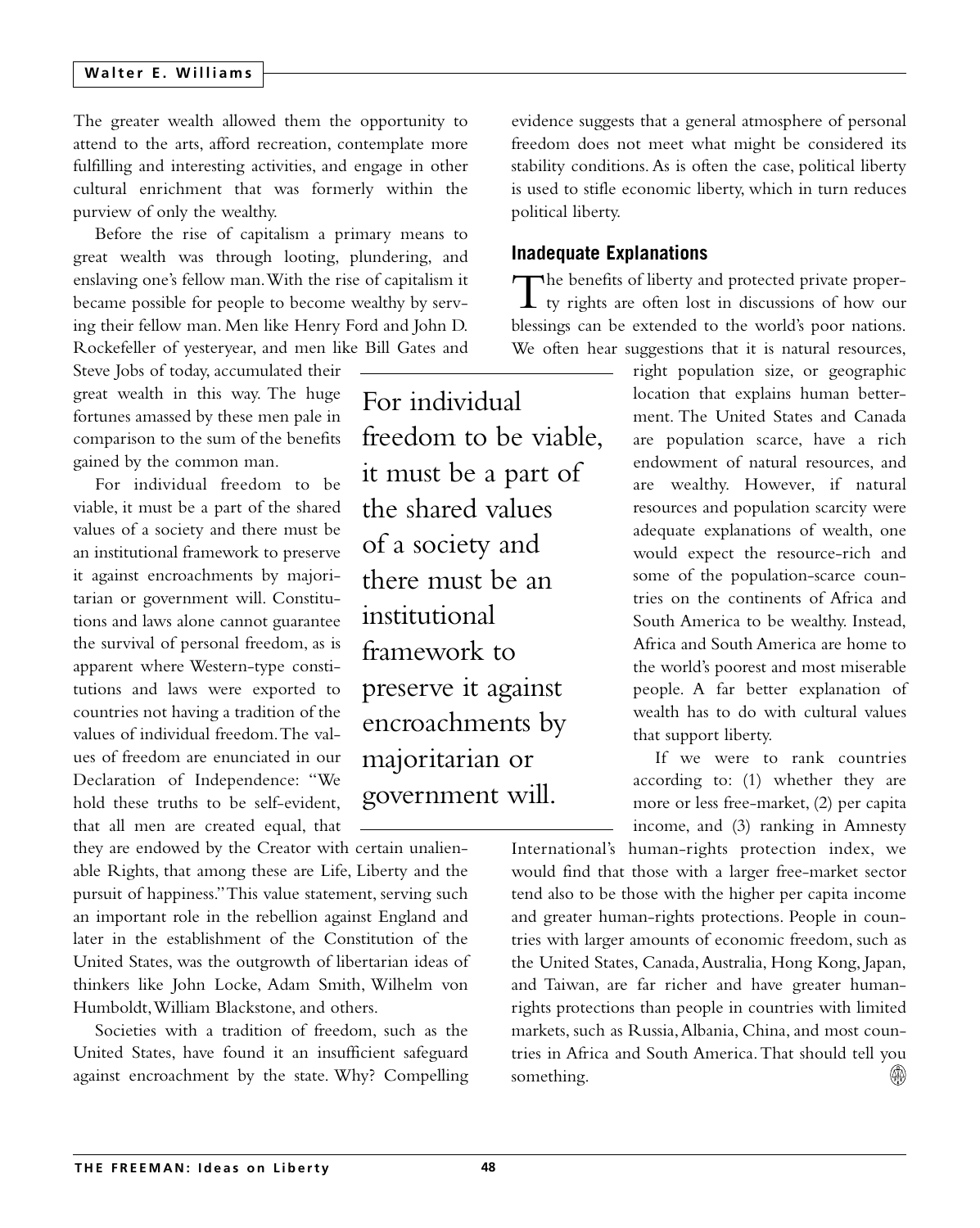The greater wealth allowed them the opportunity to attend to the arts, afford recreation, contemplate more fulfilling and interesting activities, and engage in other cultural enrichment that was formerly within the purview of only the wealthy.

Before the rise of capitalism a primary means to great wealth was through looting, plundering, and enslaving one's fellow man. With the rise of capitalism it became possible for people to become wealthy by serving their fellow man. Men like Henry Ford and John D. Rockefeller of yesteryear, and men like Bill Gates and Steve Jobs of today, accumulated their great wealth in this way. The huge fortunes amassed by these men pale in comparison to the sum of the benefits gained by the common man.

For individual freedom to be viable, it must be a part of the shared values of a society and there must be an institutional framework to preserve it against encroachments by majoritarian or government will. Constitutions and laws alone cannot guarantee the survival of personal freedom, as is apparent where Western-type constitutions and laws were exported to countries not having a tradition of the values of individual freedom. The values of freedom are enunciated in our Declaration of Independence: "We hold these truths to be self-evident, that all men are created equal, that they are endowed by the Creator with certain unalienable Rights, that among these are Life, Liberty and the pursuit of happiness." This value statement, serving such an important role in the rebellion against England and later in the establishment of the Constitution of the United States, was the outgrowth of libertarian ideas of thinkers like John Locke, Adam Smith, Wilhelm von Humboldt, William Blackstone, and others.

> For individual freedom to be viable, it must be a part of the shared values of a society and there must be an institutional framework to preserve it against encroachments by majoritarian or government will.

Societies with a tradition of freedom, such as the United States, have found it an insufficient safeguard against encroachment by the state. Why? Compelling evidence suggests that a general atmosphere of personal freedom does not meet what might be considered its stability conditions. As is often the case, political liberty is used to stifle economic liberty, which in turn reduces political liberty.

## Inadequate Explanations

The benefits of liberty and protected private property rights are often lost in discussions of how our blessings can be extended to the world's poor nations. We often hear suggestions that it is natural resources, right population size, or geographic location that explains human betterment. The United States and Canada are population scarce, have a rich endowment of natural resources, and are wealthy. However, if natural resources and population scarcity were adequate explanations of wealth, one would expect the resource-rich and some of the population-scarce countries on the continents of Africa and South America to be wealthy. Instead, Africa and South America are home to the world's poorest and most miserable people. A far better explanation of wealth has to do with cultural values that support liberty.

If we were to rank countries according to: (1) whether they are more or less free-market, (2) per capita income, and (3) ranking in Amnesty International's human-rights protection index, we would find that those with a larger free-market sector tend also to be those with the higher per capita income and greater human-rights protections. People in countries with larger amounts of economic freedom, such as the United States, Canada, Australia, Hong Kong, Japan, and Taiwan, are far richer and have greater human-rights protections than people in countries with limited markets, such as Russia, Albania, China, and most countries in Africa and South America. That should tell you something.